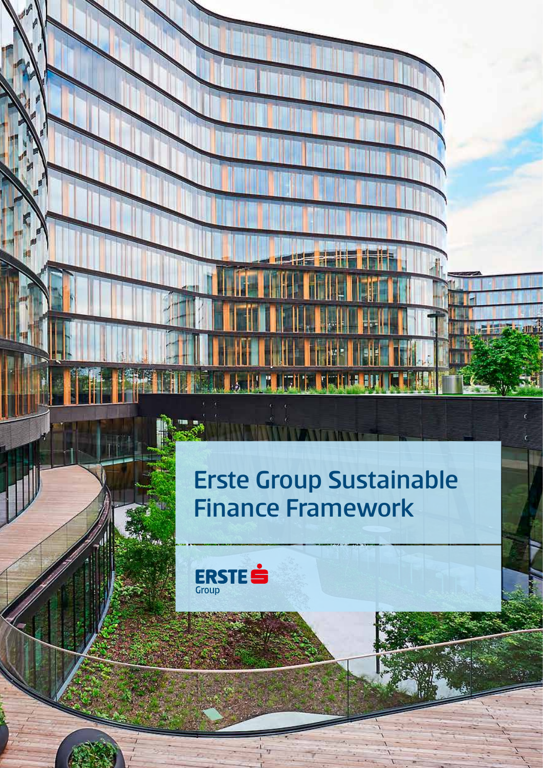# Erste Group Sustainable Finance Framework

ERSTE Group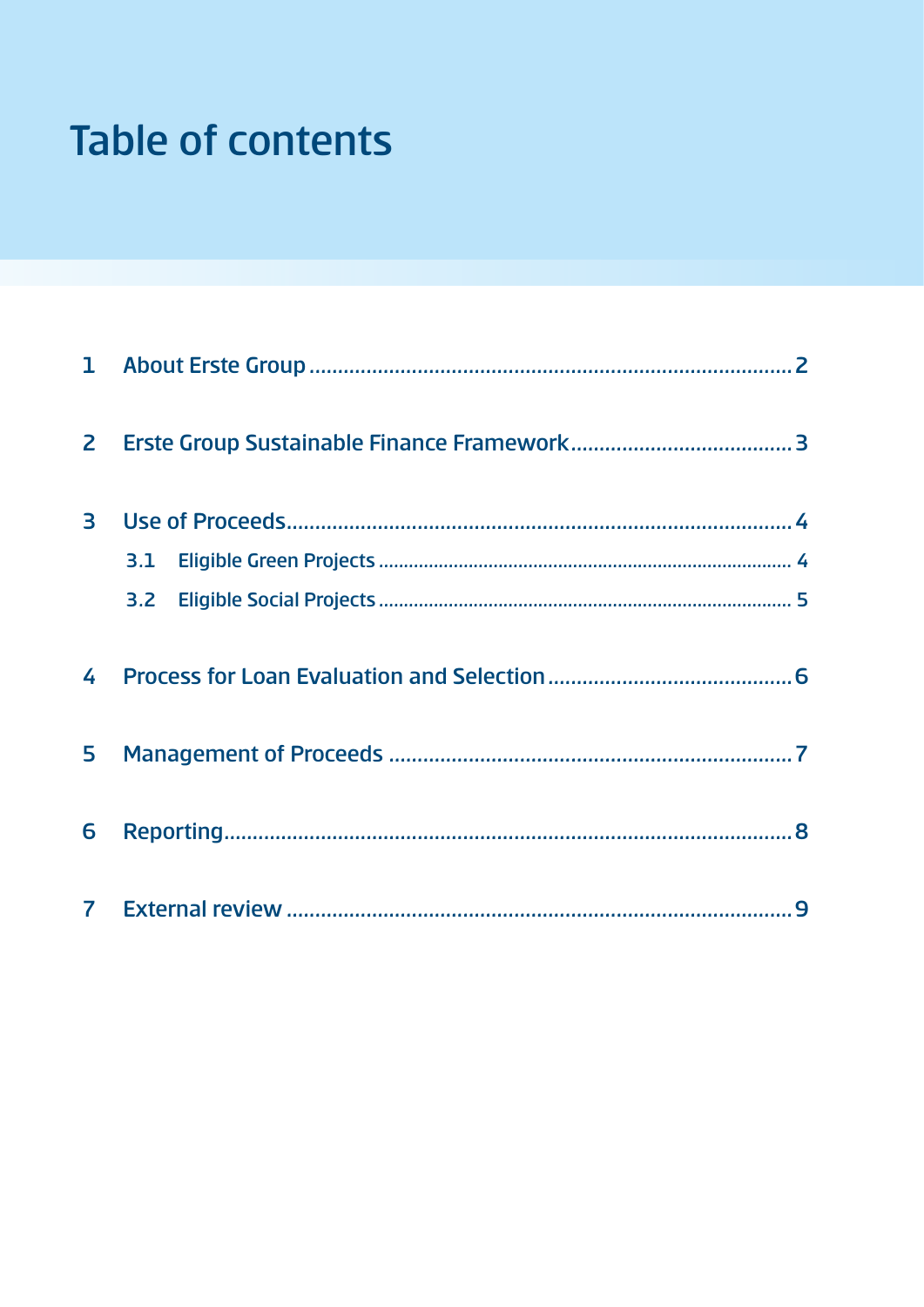# Table of contents

1 About Erste Group .................................................................................... 2

2 Erste Group Sustainable Finance Framework ...................................... 3

3 Use of Proceeds ........................................................................................ 4

- 3.1 Eligible Green Projects ................................................................................ 4
- 3.2 Eligible Social Projects ................................................................................ 5

4 Process for Loan Evaluation and Selection .......................................... 6

5 Management of Proceeds ...................................................................... 7

6 Reporting .................................................................................................. 8

7 External review ........................................................................................ 9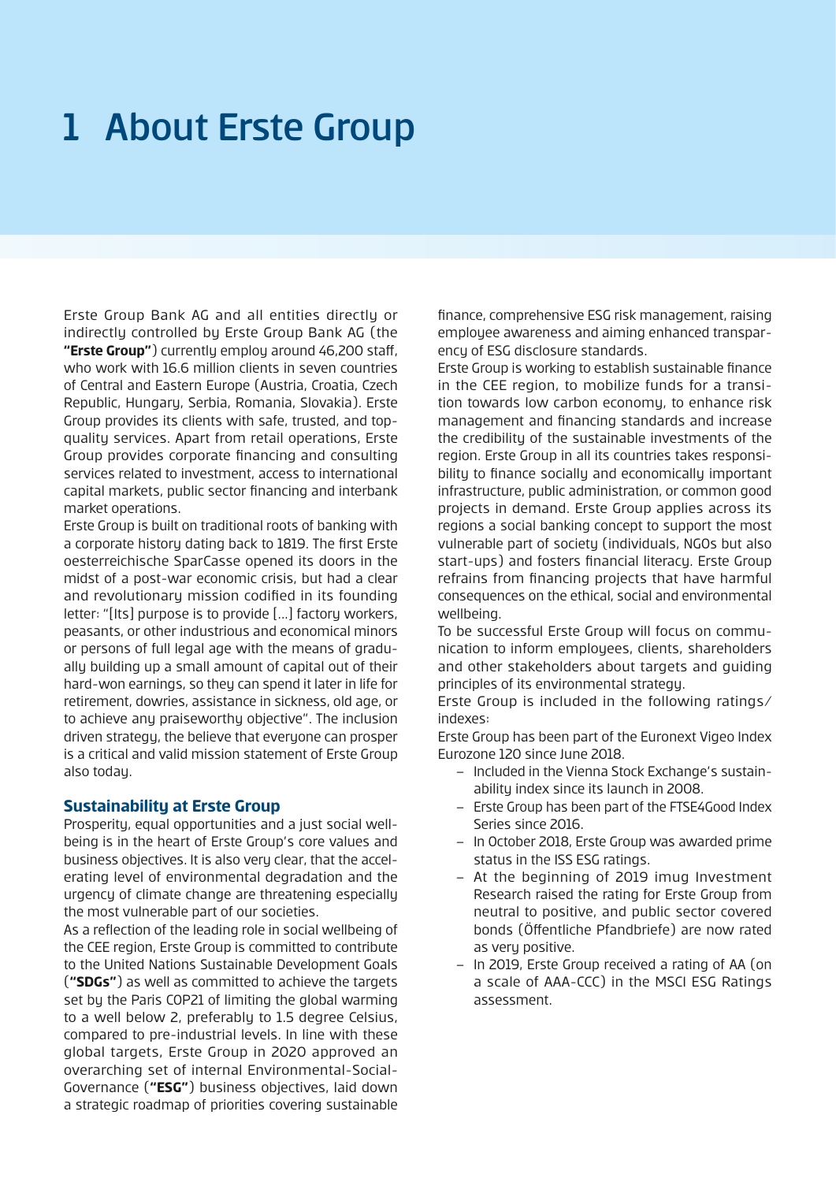# 1 About Erste Group

Erste Group Bank AG and all entities directly or indirectly controlled by Erste Group Bank AG (the **"Erste Group"**) currently employ around 46,200 staff, who work with 16.6 million clients in seven countries of Central and Eastern Europe (Austria, Croatia, Czech Republic, Hungary, Serbia, Romania, Slovakia). Erste Group provides its clients with safe, trusted, and top-quality services. Apart from retail operations, Erste Group provides corporate financing and consulting services related to investment, access to international capital markets, public sector financing and interbank market operations.

Erste Group is built on traditional roots of banking with a corporate history dating back to 1819. The first Erste oesterreichische SparCasse opened its doors in the midst of a post-war economic crisis, but had a clear and revolutionary mission codified in its founding letter: "[Its] purpose is to provide […] factory workers, peasants, or other industrious and economical minors or persons of full legal age with the means of gradually building up a small amount of capital out of their hard-won earnings, so they can spend it later in life for retirement, dowries, assistance in sickness, old age, or to achieve any praiseworthy objective". The inclusion driven strategy, the believe that everyone can prosper is a critical and valid mission statement of Erste Group also today.

### Sustainability at Erste Group

Prosperity, equal opportunities and a just social wellbeing is in the heart of Erste Group's core values and business objectives. It is also very clear, that the accelerating level of environmental degradation and the urgency of climate change are threatening especially the most vulnerable part of our societies.

As a reflection of the leading role in social wellbeing of the CEE region, Erste Group is committed to contribute to the United Nations Sustainable Development Goals (**"SDGs"**) as well as committed to achieve the targets set by the Paris COP21 of limiting the global warming to a well below 2, preferably to 1.5 degree Celsius, compared to pre-industrial levels. In line with these global targets, Erste Group in 2020 approved an overarching set of internal Environmental-Social-Governance (**"ESG"**) business objectives, laid down a strategic roadmap of priorities covering sustainable finance, comprehensive ESG risk management, raising employee awareness and aiming enhanced transparency of ESG disclosure standards.

Erste Group is working to establish sustainable finance in the CEE region, to mobilize funds for a transition towards low carbon economy, to enhance risk management and financing standards and increase the credibility of the sustainable investments of the region. Erste Group in all its countries takes responsibility to finance socially and economically important infrastructure, public administration, or common good projects in demand. Erste Group applies across its regions a social banking concept to support the most vulnerable part of society (individuals, NGOs but also start-ups) and fosters financial literacy. Erste Group refrains from financing projects that have harmful consequences on the ethical, social and environmental wellbeing.

To be successful Erste Group will focus on communication to inform employees, clients, shareholders and other stakeholders about targets and guiding principles of its environmental strategy.

Erste Group is included in the following ratings/indexes:

Erste Group has been part of the Euronext Vigeo Index Eurozone 120 since June 2018.

- Included in the Vienna Stock Exchange's sustainability index since its launch in 2008.
- Erste Group has been part of the FTSE4Good Index Series since 2016.
- In October 2018, Erste Group was awarded prime status in the ISS ESG ratings.
- At the beginning of 2019 imug Investment Research raised the rating for Erste Group from neutral to positive, and public sector covered bonds (Öffentliche Pfandbriefe) are now rated as very positive.
- In 2019, Erste Group received a rating of AA (on a scale of AAA-CCC) in the MSCI ESG Ratings assessment.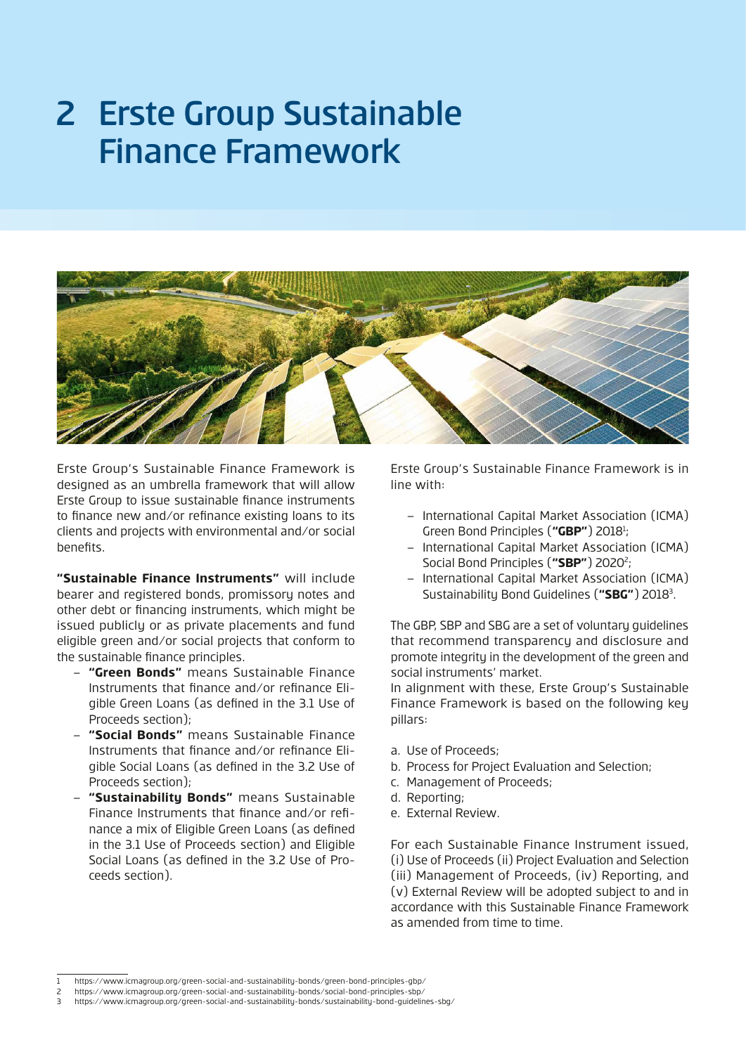# 2 Erste Group Sustainable Finance Framework

Erste Group's Sustainable Finance Framework is designed as an umbrella framework that will allow Erste Group to issue sustainable finance instruments to finance new and/or refinance existing loans to its clients and projects with environmental and/or social benefits.

**"Sustainable Finance Instruments"** will include bearer and registered bonds, promissory notes and other debt or financing instruments, which might be issued publicly or as private placements and fund eligible green and/or social projects that conform to the sustainable finance principles.

- **"Green Bonds"** means Sustainable Finance Instruments that finance and/or refinance Eligible Green Loans (as defined in the 3.1 Use of Proceeds section);
- **"Social Bonds"** means Sustainable Finance Instruments that finance and/or refinance Eligible Social Loans (as defined in the 3.2 Use of Proceeds section);
- **"Sustainability Bonds"** means Sustainable Finance Instruments that finance and/or refinance a mix of Eligible Green Loans (as defined in the 3.1 Use of Proceeds section) and Eligible Social Loans (as defined in the 3.2 Use of Proceeds section).

Erste Group's Sustainable Finance Framework is in line with:

- International Capital Market Association (ICMA) Green Bond Principles (**"GBP"**) 2018[1];
- International Capital Market Association (ICMA) Social Bond Principles (**"SBP"**) 2020[2];
- International Capital Market Association (ICMA) Sustainability Bond Guidelines (**"SBG"**) 2018[3].

The GBP, SBP and SBG are a set of voluntary guidelines that recommend transparency and disclosure and promote integrity in the development of the green and social instruments' market.
In alignment with these, Erste Group's Sustainable Finance Framework is based on the following key pillars:

a. Use of Proceeds;
b. Process for Project Evaluation and Selection;
c. Management of Proceeds;
d. Reporting;
e. External Review.

For each Sustainable Finance Instrument issued, (i) Use of Proceeds (ii) Project Evaluation and Selection (iii) Management of Proceeds, (iv) Reporting, and (v) External Review will be adopted subject to and in accordance with this Sustainable Finance Framework as amended from time to time.

1 https://www.icmagroup.org/green-social-and-sustainability-bonds/green-bond-principles-gbp/
2 https://www.icmagroup.org/green-social-and-sustainability-bonds/social-bond-principles-sbp/
3 https://www.icmagroup.org/green-social-and-sustainability-bonds/sustainability-bond-guidelines-sbg/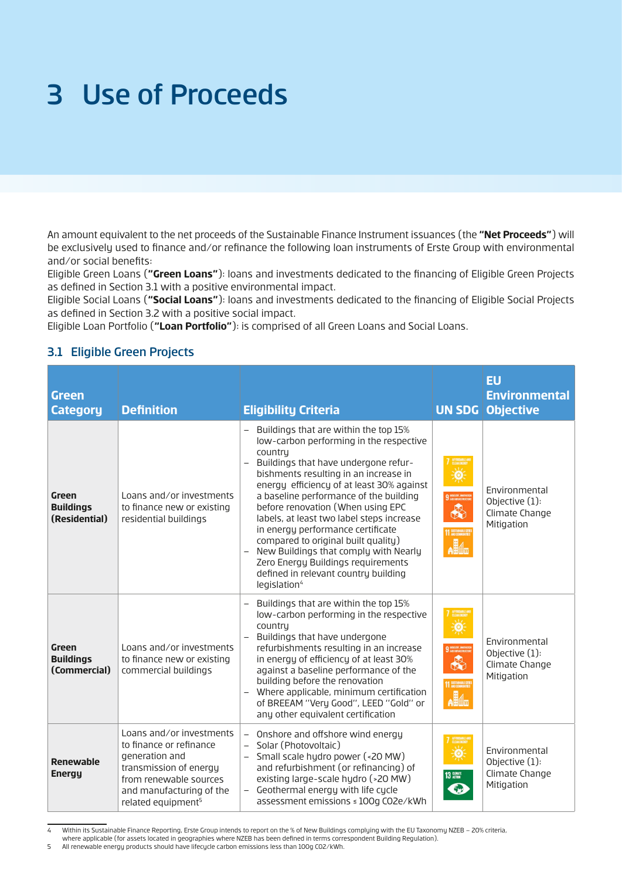# 3 Use of Proceeds

An amount equivalent to the net proceeds of the Sustainable Finance Instrument issuances (the **"Net Proceeds"**) will be exclusively used to finance and/or refinance the following loan instruments of Erste Group with environmental and/or social benefits:
Eligible Green Loans (**"Green Loans"**): loans and investments dedicated to the financing of Eligible Green Projects as defined in Section 3.1 with a positive environmental impact.
Eligible Social Loans (**"Social Loans"**): loans and investments dedicated to the financing of Eligible Social Projects as defined in Section 3.2 with a positive social impact.
Eligible Loan Portfolio (**"Loan Portfolio"**): is comprised of all Green Loans and Social Loans.

## 3.1 Eligible Green Projects

| Green Category | Definition | Eligibility Criteria | UN SDG | EU Environmental Objective |
|---|---|---|---|---|
| **Green Buildings (Residential)** | Loans and/or investments to finance new or existing residential buildings | – Buildings that are within the top 15% low-carbon performing in the respective country<br>– Buildings that have undergone refurbishments resulting in an increase in energy efficiency of at least 30% against a baseline performance of the building before renovation (When using EPC labels, at least two label steps increase in energy performance certificate compared to original built quality)<br>– New Buildings that comply with Nearly Zero Energy Buildings requirements defined in relevant country building legislation[4] | 7, 9, 11 | Environmental Objective (1): Climate Change Mitigation |
| **Green Buildings (Commercial)** | Loans and/or investments to finance new or existing commercial buildings | – Buildings that are within the top 15% low-carbon performing in the respective country<br>– Buildings that have undergone refurbishments resulting in an increase in energy of efficiency of at least 30% against a baseline performance of the building before the renovation<br>– Where applicable, minimum certification of BREEAM "Very Good", LEED "Gold" or any other equivalent certification | 7, 9, 11 | Environmental Objective (1): Climate Change Mitigation |
| **Renewable Energy** | Loans and/or investments to finance or refinance the generation and transmission of energy from renewable sources and manufacturing of the related equipment[5] | – Onshore and offshore wind energy<br>– Solar (Photovoltaic)<br>– Small scale hydro power (<20 MW) and refurbishment (or refinancing) of existing large-scale hydro (>20 MW)<br>– Geothermal energy with life cycle assessment emissions ≤ 100g CO2e/kWh | 7, 13 | Environmental Objective (1): Climate Change Mitigation |

4 Within its Sustainable Finance Reporting, Erste Group intends to report on the % of New Buildings complying with the EU Taxonomy NZEB – 20% criteria, where applicable (for assets located in geographies where NZEB has been defined in terms correspondent Building Regulation).
5 All renewable energy products should have lifecycle carbon emissions less than 100g CO2/kWh.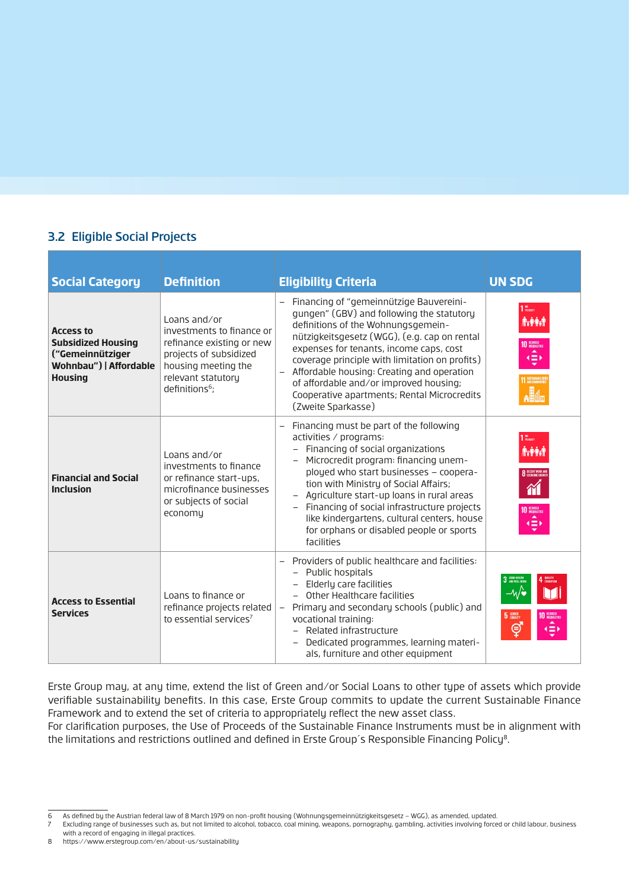## 3.2 Eligible Social Projects

| Social Category | Definition | Eligibility Criteria | UN SDG |
|---|---|---|---|
| **Access to Subsidized Housing ("Gemeinnütziger Wohnbau") \| Affordable Housing** | Loans and/or investments to finance or refinance existing or new projects of subsidized housing meeting the relevant statutory definitions[6]; | – Financing of "gemeinnützige Bauvereinigungen" (GBV) and following the statutory definitions of the Wohnungsgemeinnützigkeitsgesetz (WGG), (e.g. cap on rental expenses for tenants, income caps, cost coverage principle with limitation on profits)<br>– Affordable housing: Creating and operation of affordable and/or improved housing; Cooperative apartments; Rental Microcredits (Zweite Sparkasse) | 1, 10, 11 |
| **Financial and Social Inclusion** | Loans and/or investments to finance or refinance start-ups, microfinance businesses or subjects of social economy | – Financing must be part of the following activities / programs:<br>– Financing of social organizations<br>– Microcredit program: financing unemployed who start businesses – cooperation with Ministry of Social Affairs;<br>– Agriculture start-up loans in rural areas<br>– Financing of social infrastructure projects like kindergartens, cultural centers, house for orphans or disabled people or sports facilities | 1, 8, 10 |
| **Access to Essential Services** | Loans to finance or refinance projects related to essential services[7] | – Providers of public healthcare and facilities:<br>– Public hospitals<br>– Elderly care facilities<br>– Other Healthcare facilities<br>– Primary and secondary schools (public) and vocational training:<br>– Related infrastructure<br>– Dedicated programmes, learning materials, furniture and other equipment | 3, 4, 5, 10 |

Erste Group may, at any time, extend the list of Green and/or Social Loans to other type of assets which provide verifiable sustainability benefits. In this case, Erste Group commits to update the current Sustainable Finance Framework and to extend the set of criteria to appropriately reflect the new asset class.
For clarification purposes, the Use of Proceeds of the Sustainable Finance Instruments must be in alignment with the limitations and restrictions outlined and defined in Erste Group´s Responsible Financing Policy[8].

---

6 As defined by the Austrian federal law of 8 March 1979 on non-profit housing (Wohnungsgemeinnützigkeitsgesetz – WGG), as amended, updated.
7 Excluding range of businesses such as, but not limited to alcohol, tobacco, coal mining, weapons, pornography, gambling, activities involving forced or child labour, business with a record of engaging in illegal practices.
8 https://www.erstegroup.com/en/about-us/sustainability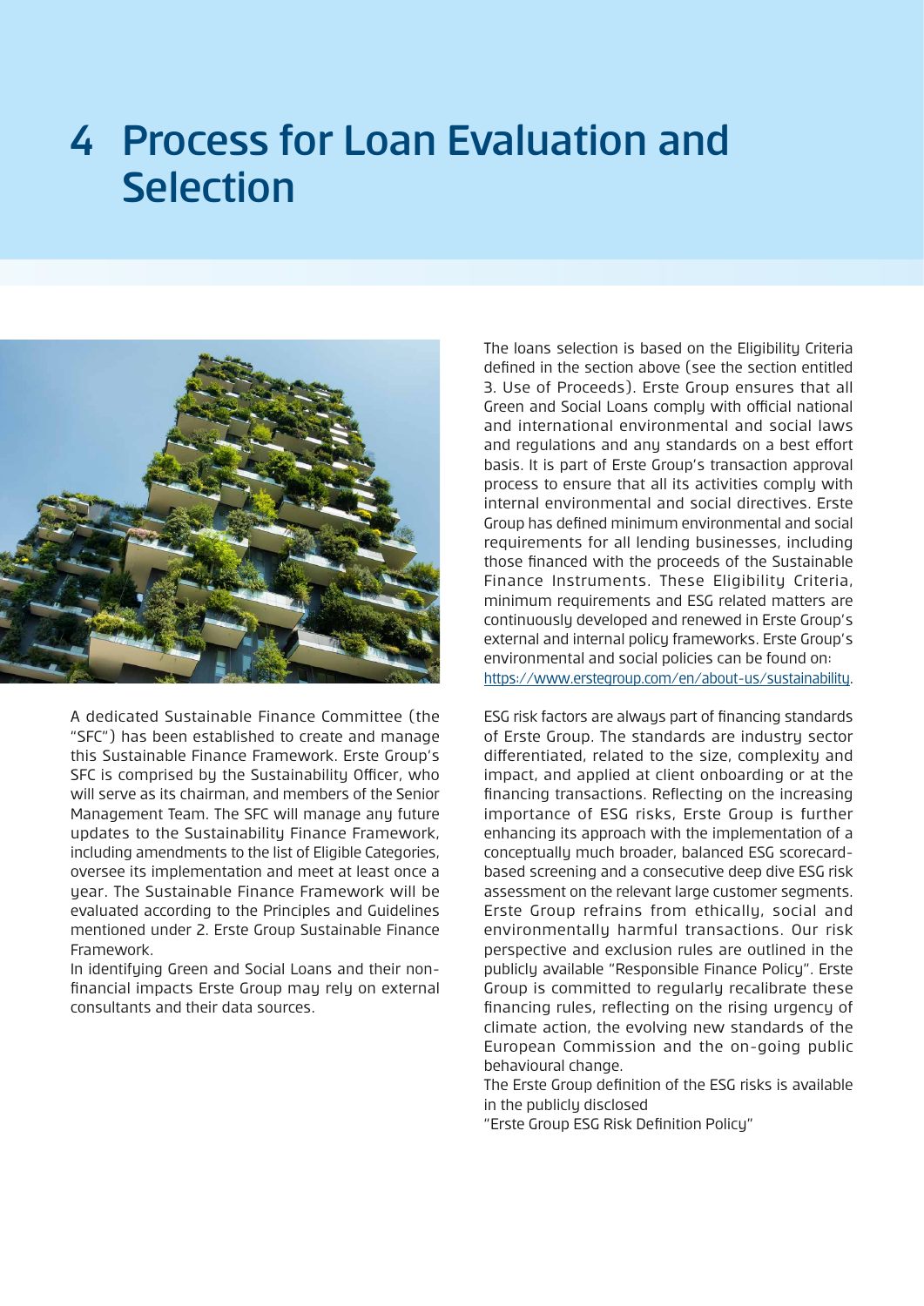# 4 Process for Loan Evaluation and Selection

A dedicated Sustainable Finance Committee (the "SFC") has been established to create and manage this Sustainable Finance Framework. Erste Group's SFC is comprised by the Sustainability Officer, who will serve as its chairman, and members of the Senior Management Team. The SFC will manage any future updates to the Sustainability Finance Framework, including amendments to the list of Eligible Categories, oversee its implementation and meet at least once a year. The Sustainable Finance Framework will be evaluated according to the Principles and Guidelines mentioned under 2. Erste Group Sustainable Finance Framework.

In identifying Green and Social Loans and their non-financial impacts Erste Group may rely on external consultants and their data sources.

The loans selection is based on the Eligibility Criteria defined in the section above (see the section entitled 3. Use of Proceeds). Erste Group ensures that all Green and Social Loans comply with official national and international environmental and social laws and regulations and any standards on a best effort basis. It is part of Erste Group's transaction approval process to ensure that all its activities comply with internal environmental and social directives. Erste Group has defined minimum environmental and social requirements for all lending businesses, including those financed with the proceeds of the Sustainable Finance Instruments. These Eligibility Criteria, minimum requirements and ESG related matters are continuously developed and renewed in Erste Group's external and internal policy frameworks. Erste Group's environmental and social policies can be found on: https://www.erstegroup.com/en/about-us/sustainability.

ESG risk factors are always part of financing standards of Erste Group. The standards are industry sector differentiated, related to the size, complexity and impact, and applied at client onboarding or at the financing transactions. Reflecting on the increasing importance of ESG risks, Erste Group is further enhancing its approach with the implementation of a conceptually much broader, balanced ESG scorecard-based screening and a consecutive deep dive ESG risk assessment on the relevant large customer segments. Erste Group refrains from ethically, social and environmentally harmful transactions. Our risk perspective and exclusion rules are outlined in the publicly available "Responsible Finance Policy". Erste Group is committed to regularly recalibrate these financing rules, reflecting on the rising urgency of climate action, the evolving new standards of the European Commission and the on-going public behavioural change.

The Erste Group definition of the ESG risks is available in the publicly disclosed "Erste Group ESG Risk Definition Policy"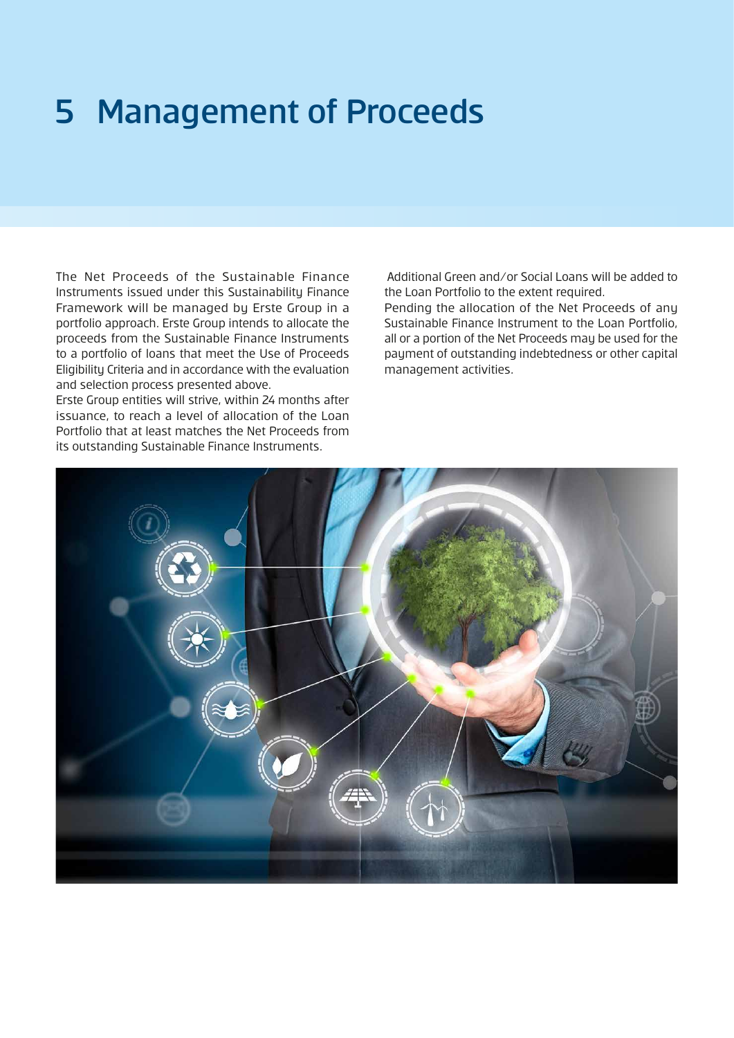# 5 Management of Proceeds

The Net Proceeds of the Sustainable Finance Instruments issued under this Sustainability Finance Framework will be managed by Erste Group in a portfolio approach. Erste Group intends to allocate the proceeds from the Sustainable Finance Instruments to a portfolio of loans that meet the Use of Proceeds Eligibility Criteria and in accordance with the evaluation and selection process presented above.

Erste Group entities will strive, within 24 months after issuance, to reach a level of allocation of the Loan Portfolio that at least matches the Net Proceeds from its outstanding Sustainable Finance Instruments.

Additional Green and/or Social Loans will be added to the Loan Portfolio to the extent required.

Pending the allocation of the Net Proceeds of any Sustainable Finance Instrument to the Loan Portfolio, all or a portion of the Net Proceeds may be used for the payment of outstanding indebtedness or other capital management activities.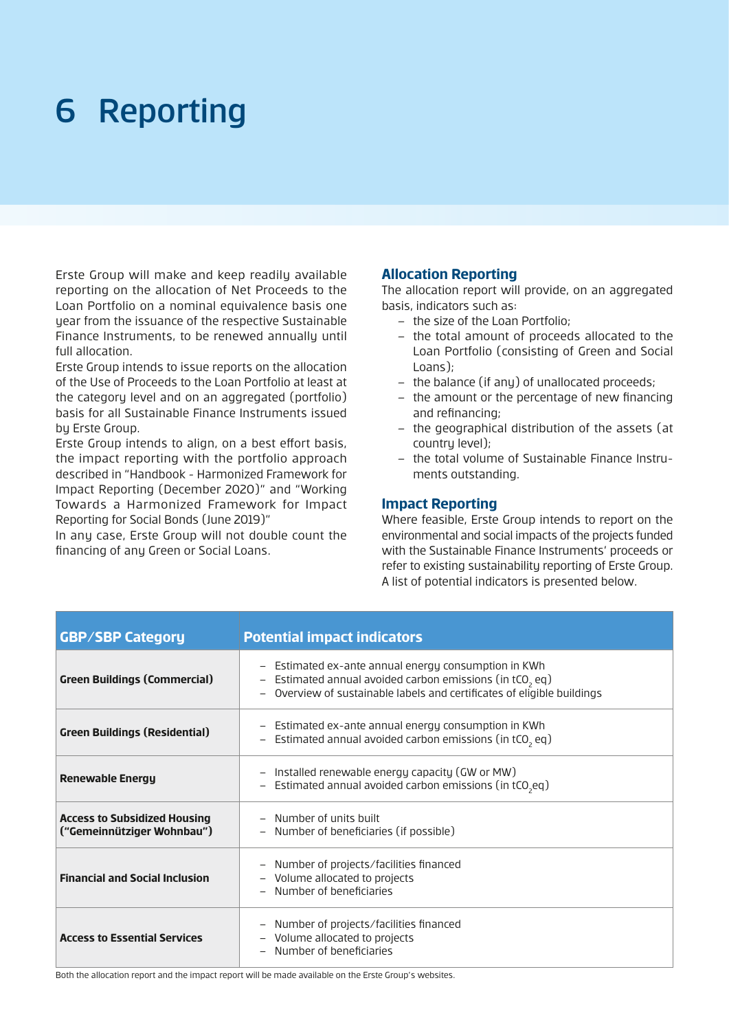# 6 Reporting

Erste Group will make and keep readily available reporting on the allocation of Net Proceeds to the Loan Portfolio on a nominal equivalence basis one year from the issuance of the respective Sustainable Finance Instruments, to be renewed annually until full allocation.

Erste Group intends to issue reports on the allocation of the Use of Proceeds to the Loan Portfolio at least at the category level and on an aggregated (portfolio) basis for all Sustainable Finance Instruments issued by Erste Group.

Erste Group intends to align, on a best effort basis, the impact reporting with the portfolio approach described in "Handbook - Harmonized Framework for Impact Reporting (December 2020)" and "Working Towards a Harmonized Framework for Impact Reporting for Social Bonds (June 2019)"

In any case, Erste Group will not double count the financing of any Green or Social Loans.

### Allocation Reporting

The allocation report will provide, on an aggregated basis, indicators such as:

- the size of the Loan Portfolio;
- the total amount of proceeds allocated to the Loan Portfolio (consisting of Green and Social Loans);
- the balance (if any) of unallocated proceeds;
- the amount or the percentage of new financing and refinancing;
- the geographical distribution of the assets (at country level);
- the total volume of Sustainable Finance Instruments outstanding.

### Impact Reporting

Where feasible, Erste Group intends to report on the environmental and social impacts of the projects funded with the Sustainable Finance Instruments' proceeds or refer to existing sustainability reporting of Erste Group. A list of potential indicators is presented below.

| GBP/SBP Category | Potential impact indicators |
|---|---|
| **Green Buildings (Commercial)** | – Estimated ex-ante annual energy consumption in KWh<br>– Estimated annual avoided carbon emissions (in $tCO_2$ eq)<br>– Overview of sustainable labels and certificates of eligible buildings |
| **Green Buildings (Residential)** | – Estimated ex-ante annual energy consumption in KWh<br>– Estimated annual avoided carbon emissions (in $tCO_2$ eq) |
| **Renewable Energy** | – Installed renewable energy capacity (GW or MW)<br>– Estimated annual avoided carbon emissions (in $tCO_2$eq) |
| **Access to Subsidized Housing ("Gemeinnütziger Wohnbau")** | – Number of units built<br>– Number of beneficiaries (if possible) |
| **Financial and Social Inclusion** | – Number of projects/facilities financed<br>– Volume allocated to projects<br>– Number of beneficiaries |
| **Access to Essential Services** | – Number of projects/facilities financed<br>– Volume allocated to projects<br>– Number of beneficiaries |

Both the allocation report and the impact report will be made available on the Erste Group's websites.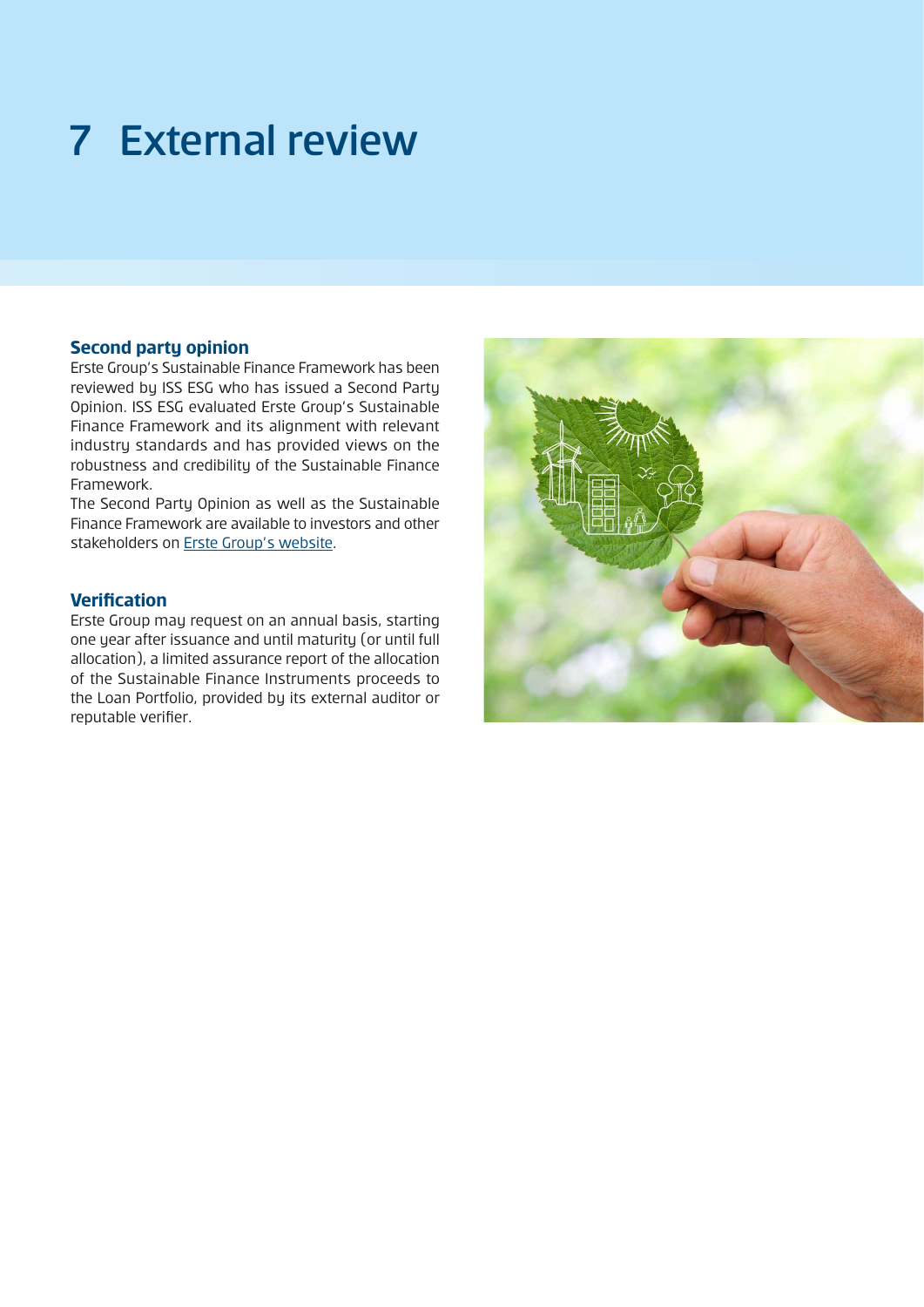# 7 External review

## Second party opinion

Erste Group's Sustainable Finance Framework has been reviewed by ISS ESG who has issued a Second Party Opinion. ISS ESG evaluated Erste Group's Sustainable Finance Framework and its alignment with relevant industry standards and has provided views on the robustness and credibility of the Sustainable Finance Framework.

The Second Party Opinion as well as the Sustainable Finance Framework are available to investors and other stakeholders on Erste Group's website.

## Verification

Erste Group may request on an annual basis, starting one year after issuance and until maturity (or until full allocation), a limited assurance report of the allocation of the Sustainable Finance Instruments proceeds to the Loan Portfolio, provided by its external auditor or reputable verifier.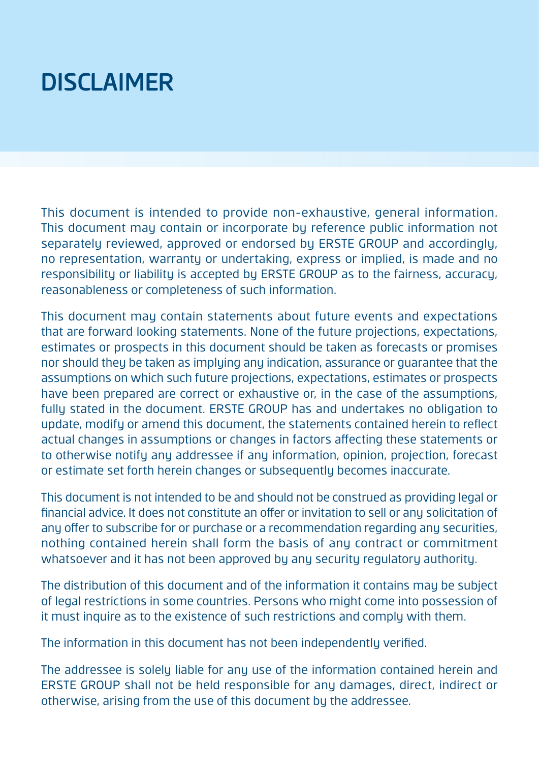# DISCLAIMER

This document is intended to provide non-exhaustive, general information. This document may contain or incorporate by reference public information not separately reviewed, approved or endorsed by ERSTE GROUP and accordingly, no representation, warranty or undertaking, express or implied, is made and no responsibility or liability is accepted by ERSTE GROUP as to the fairness, accuracy, reasonableness or completeness of such information.

This document may contain statements about future events and expectations that are forward looking statements. None of the future projections, expectations, estimates or prospects in this document should be taken as forecasts or promises nor should they be taken as implying any indication, assurance or guarantee that the assumptions on which such future projections, expectations, estimates or prospects have been prepared are correct or exhaustive or, in the case of the assumptions, fully stated in the document. ERSTE GROUP has and undertakes no obligation to update, modify or amend this document, the statements contained herein to reflect actual changes in assumptions or changes in factors affecting these statements or to otherwise notify any addressee if any information, opinion, projection, forecast or estimate set forth herein changes or subsequently becomes inaccurate.

This document is not intended to be and should not be construed as providing legal or financial advice. It does not constitute an offer or invitation to sell or any solicitation of any offer to subscribe for or purchase or a recommendation regarding any securities, nothing contained herein shall form the basis of any contract or commitment whatsoever and it has not been approved by any security regulatory authority.

The distribution of this document and of the information it contains may be subject of legal restrictions in some countries. Persons who might come into possession of it must inquire as to the existence of such restrictions and comply with them.

The information in this document has not been independently verified.

The addressee is solely liable for any use of the information contained herein and ERSTE GROUP shall not be held responsible for any damages, direct, indirect or otherwise, arising from the use of this document by the addressee.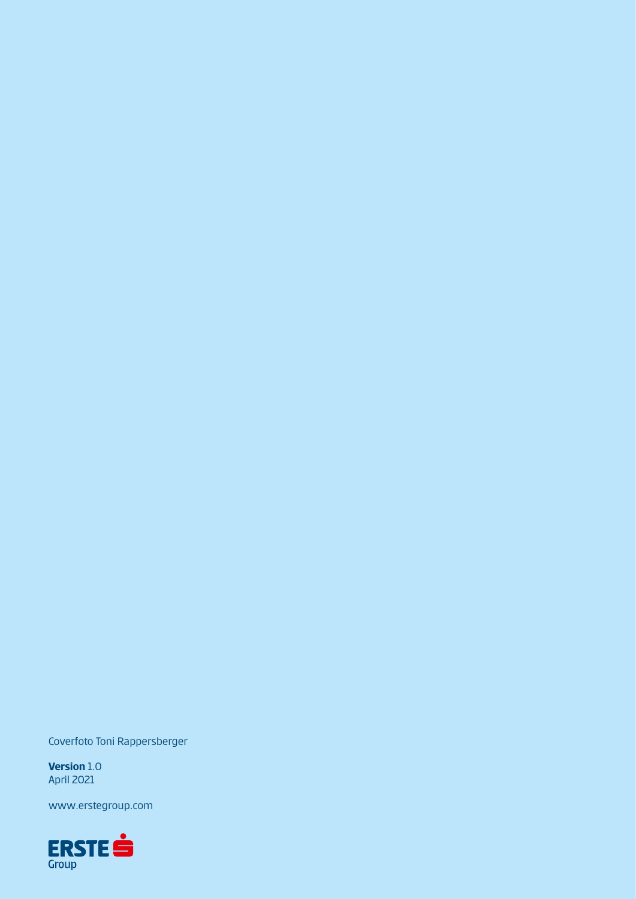Coverfoto Toni Rappersberger

**Version** 1.0
April 2021

www.erstegroup.com

ERSTE Group